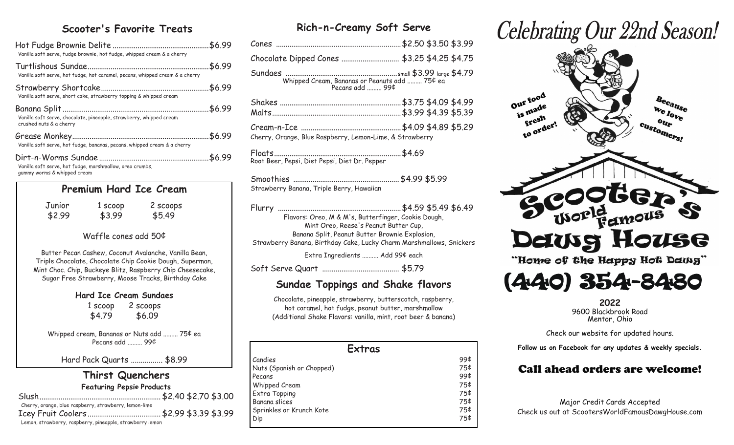## Scooter's Favorite Treats

Hot Fudge Brownie Delite ........................................ $6.99
Vanilla soft serve, fudge brownie, hot fudge, whipped cream & a cherry

Turtlishous Sundae ........................................ $6.99
Vanilla soft serve, hot fudge, hot caramel, pecans, whipped cream & a cherry

Strawberry Shortcake ........................................ $6.99
Vanilla soft serve, short cake, strawberry topping & whipped cream

Banana Split ........................................ $6.99
Vanilla soft serve, chocolate, pineapple, strawberry, whipped cream crushed nuts & a cherry

Grease Monkey ........................................ $6.99
Vanilla soft serve, hot fudge, bananas, pecans, whipped cream & a cherry

Dirt-n-Worms Sundae ........................................ $6.99
Vanilla soft serve, hot fudge, marshmallow, oreo crumbs, gummy worms & whipped cream

## Premium Hard Ice Cream

| Junior | 1 scoop | 2 scoops |
|---|---|---|
| $2.99 | $3.99 | $5.49 |

Waffle cones add 50¢

Butter Pecan Cashew, Coconut Avalanche, Vanilla Bean, Triple Chocolate, Chocolate Chip Cookie Dough, Superman, Mint Choc. Chip, Buckeye Blitz, Raspberry Chip Cheesecake, Sugar Free Strawberry, Moose Tracks, Birthday Cake

### Hard Ice Cream Sundaes

| 1 scoop | 2 scoops |
|---|---|
| $4.79 | $6.09 |

Whipped cream, Bananas or Nuts add ......... 75¢ ea
Pecans add ......... 99¢

Hard Pack Quarts ................ $8.99

## Thirst Quenchers

**Featuring Pepsi® Products**

Slush ........................................ $2.40 $2.70 $3.00
Cherry, orange, blue raspberry, strawberry, lemon-lime

Icey Fruit Coolers ........................................ $2.99 $3.39 $3.99
Lemon, strawberry, raspberry, pineapple, strawberry lemon

## Rich-n-Creamy Soft Serve

Cones ........................................ $2.50 $3.50 $3.99

Chocolate Dipped Cones ........................................ $3.25 $4.25 $4.75

Sundaes ........................................ small $3.99 large $4.79
Whipped Cream, Bananas or Peanuts add ......... 75¢ ea
Pecans add ......... 99¢

Shakes ........................................ $3.75 $4.09 $4.99
Malts ........................................ $3.99 $4.39 $5.39

Cream-n-Ice ........................................ $4.09 $4.89 $5.29
Cherry, Orange, Blue Raspberry, Lemon-Lime, & Strawberry

Floats ........................................ $4.69
Root Beer, Pepsi, Diet Pepsi, Diet Dr. Pepper

Smoothies ........................................ $4.99 $5.99
Strawberry Banana, Triple Berry, Hawaiian

Flurry ........................................ $4.59 $5.49 $6.49
Flavors: Oreo, M & M's, Butterfinger, Cookie Dough, Mint Oreo, Reese's Peanut Butter Cup, Banana Split, Peanut Butter Brownie Explosion, Strawberry Banana, Birthday Cake, Lucky Charm Marshmallows, Snickers

Extra Ingredients .......... Add 99¢ each

Soft Serve Quart ........................................ $5.79

## Sundae Toppings and Shake flavors

Chocolate, pineapple, strawberry, butterscotch, raspberry, hot caramel, hot fudge, peanut butter, marshmallow
(Additional Shake Flavors: vanilla, mint, root beer & banana)

## Extras

| Item | Price |
|---|---|
| Candies | 99¢ |
| Nuts (Spanish or Chopped) | 75¢ |
| Pecans | 99¢ |
| Whipped Cream | 75¢ |
| Extra Topping | 75¢ |
| Banana slices | 75¢ |
| Sprinkles or Krunch Kote | 75¢ |
| Dip | 75¢ |

# Celebrating Our 22nd Season!

Our food is made fresh to order!

Because we love our customers!

# Scooter's World Famous Dawg House

"Home of the Happy Hot Dawg"

# (440) 354-8480

**2022**
9600 Blackbrook Road
Mentor, Ohio

Check our website for updated hours.

**Follow us on Facebook for any updates & weekly specials.**

## Call ahead orders are welcome!

Major Credit Cards Accepted
Check us out at ScootersWorldFamousDawgHouse.com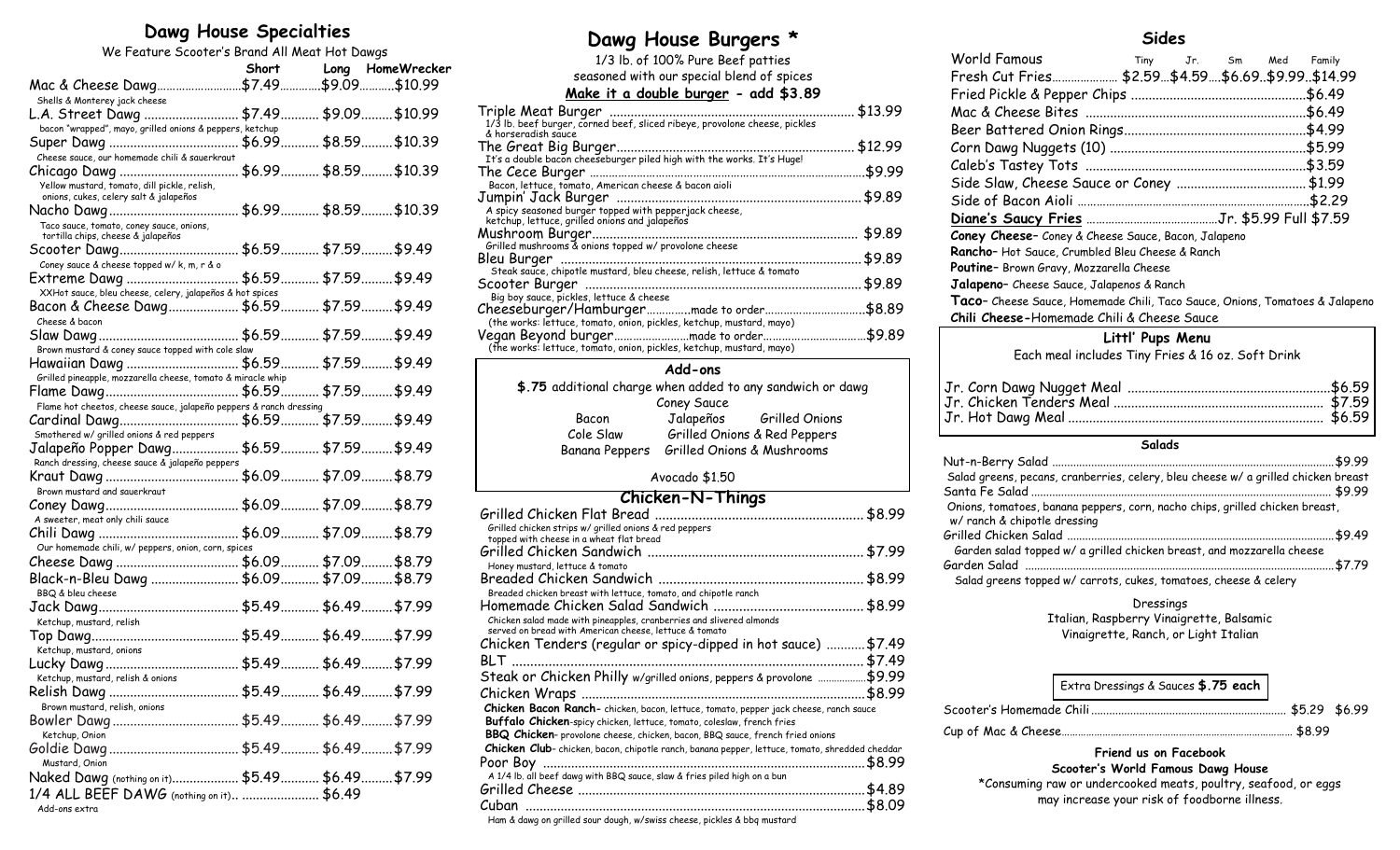## Dawg House Specialties

We Feature Scooter's Brand All Meat Hot Dawgs

| | Short | Long | HomeWrecker |
|---|---|---|---|
| Mac & Cheese Dawg<br>Shells & Monterey jack cheese | $7.49 | $9.09 | $10.99 |
| L.A. Street Dawg<br>bacon "wrapped", mayo, grilled onions & peppers, ketchup | $7.49 | $9.09 | $10.99 |
| Super Dawg<br>Cheese sauce, our homemade chili & sauerkraut | $6.99 | $8.59 | $10.39 |
| Chicago Dawg<br>Yellow mustard, tomato, dill pickle, relish, onions, cukes, celery salt & jalapeños | $6.99 | $8.59 | $10.39 |
| Nacho Dawg<br>Taco sauce, tomato, coney sauce, onions, tortilla chips, cheese & jalapeños | $6.99 | $8.59 | $10.39 |
| Scooter Dawg<br>Coney sauce & cheese topped w/ k, m, r & o | $6.59 | $7.59 | $9.49 |
| Extreme Dawg<br>XXHot sauce, bleu cheese, celery, jalapeños & hot spices | $6.59 | $7.59 | $9.49 |
| Bacon & Cheese Dawg<br>Cheese & bacon | $6.59 | $7.59 | $9.49 |
| Slaw Dawg<br>Brown mustard & coney sauce topped with cole slaw | $6.59 | $7.59 | $9.49 |
| Hawaiian Dawg<br>Grilled pineapple, mozzarella cheese, tomato & miracle whip | $6.59 | $7.59 | $9.49 |
| Flame Dawg<br>Flame hot cheetos, cheese sauce, jalapeño peppers & ranch dressing | $6.59 | $7.59 | $9.49 |
| Cardinal Dawg<br>Smothered w/ grilled onions & red peppers | $6.59 | $7.59 | $9.49 |
| Jalapeño Popper Dawg<br>Ranch dressing, cheese sauce & jalapeño peppers | $6.59 | $7.59 | $9.49 |
| Kraut Dawg<br>Brown mustard and sauerkraut | $6.09 | $7.09 | $8.79 |
| Coney Dawg<br>A sweeter, meat only chili sauce | $6.09 | $7.09 | $8.79 |
| Chili Dawg<br>Our homemade chili, w/ peppers, onion, corn, spices | $6.09 | $7.09 | $8.79 |
| Cheese Dawg | $6.09 | $7.09 | $8.79 |
| Black-n-Bleu Dawg<br>BBQ & bleu cheese | $6.09 | $7.09 | $8.79 |
| Jack Dawg<br>Ketchup, mustard, relish | $5.49 | $6.49 | $7.99 |
| Top Dawg<br>Ketchup, mustard, onions | $5.49 | $6.49 | $7.99 |
| Lucky Dawg<br>Ketchup, mustard, relish & onions | $5.49 | $6.49 | $7.99 |
| Relish Dawg<br>Brown mustard, relish, onions | $5.49 | $6.49 | $7.99 |
| Bowler Dawg<br>Ketchup, Onion | $5.49 | $6.49 | $7.99 |
| Goldie Dawg<br>Mustard, Onion | $5.49 | $6.49 | $7.99 |
| Naked Dawg (nothing on it) | $5.49 | $6.49 | $7.99 |
| 1/4 ALL BEEF DAWG (nothing on it)<br>Add-ons extra | $6.49 | | |

## Dawg House Burgers *

1/3 lb. of 100% Pure Beef patties seasoned with our special blend of spices

**Make it a double burger - add $3.89**

- **Triple Meat Burger** .... $13.99
  1/3 lb. beef burger, corned beef, sliced ribeye, provolone cheese, pickles & horseradish sauce
- **The Great Big Burger** .... $12.99
  It's a double bacon cheeseburger piled high with the works. It's Huge!
- **The Cece Burger** .... $9.99
  Bacon, lettuce, tomato, American cheese & bacon aioli
- **Jumpin' Jack Burger** .... $9.89
  A spicy seasoned burger topped with pepperjack cheese, ketchup, lettuce, grilled onions and jalapeños
- **Mushroom Burger** .... $9.89
  Grilled mushrooms & onions topped w/ provolone cheese
- **Bleu Burger** .... $9.89
  Steak sauce, chipotle mustard, bleu cheese, relish, lettuce & tomato
- **Scooter Burger** .... $9.89
  Big boy sauce, pickles, lettuce & cheese
- **Cheeseburger/Hamburger** ....made to order.... $8.89
  (the works: lettuce, tomato, onion, pickles, ketchup, mustard, mayo)
- **Vegan Beyond burger** ....made to order.... $9.89
  (the works: lettuce, tomato, onion, pickles, ketchup, mustard, mayo)

### Add-ons

**$.75** additional charge when added to any sandwich or dawg

Coney Sauce

| | |
|---|---|
| Bacon | Jalapeños / Grilled Onions |
| Cole Slaw | Grilled Onions & Red Peppers |
| Banana Peppers | Grilled Onions & Mushrooms |

Avocado $1.50

## Chicken-N-Things

- **Grilled Chicken Flat Bread** .... $8.99
  Grilled chicken strips w/ grilled onions & red peppers topped with cheese in a wheat flat bread
- **Grilled Chicken Sandwich** .... $7.99
  Honey mustard, lettuce & tomato
- **Breaded Chicken Sandwich** .... $8.99
  Breaded chicken breast with lettuce, tomato, and chipotle ranch
- **Homemade Chicken Salad Sandwich** .... $8.99
  Chicken salad made with pineapples, cranberries and slivered almonds served on bread with American cheese, lettuce & tomato
- **Chicken Tenders** (regular or spicy-dipped in hot sauce) .... $7.49
- **BLT** .... $7.49
- **Steak or Chicken Philly** w/grilled onions, peppers & provolone .... $9.99
- **Chicken Wraps** .... $8.99
  **Chicken Bacon Ranch**- chicken, bacon, lettuce, tomato, pepper jack cheese, ranch sauce
  **Buffalo Chicken**-spicy chicken, lettuce, tomato, coleslaw, french fries
  **BBQ Chicken**- provolone cheese, chicken, bacon, BBQ sauce, french fried onions
  **Chicken Club**- chicken, bacon, chipotle ranch, banana pepper, lettuce, tomato, shredded cheddar
- **Poor Boy** .... $8.99
  A 1/4 lb. all beef dawg with BBQ sauce, slaw & fries piled high on a bun
- **Grilled Cheese** .... $4.89
- **Cuban** .... $8.09
  Ham & dawg on grilled sour dough, w/swiss cheese, pickles & bbq mustard

## Sides

| World Famous | Tiny | Jr. | Sm | Med | Family |
|---|---|---|---|---|---|
| Fresh Cut Fries | $2.59 | $4.59 | $6.69 | $9.99 | $14.99 |

- Fried Pickle & Pepper Chips .... $6.49
- Mac & Cheese Bites .... $6.49
- Beer Battered Onion Rings .... $4.99
- Corn Dawg Nuggets (10) .... $5.99
- Caleb's Tastey Tots .... $3.59
- Side Slaw, Cheese Sauce or Coney .... $1.99
- Side of Bacon Aioli .... $2.29

**Diane's Saucy Fries** .... Jr. $5.99 Full $7.59

**Coney Cheese**- Coney & Cheese Sauce, Bacon, Jalapeno
**Rancho**- Hot Sauce, Crumbled Bleu Cheese & Ranch
**Poutine**- Brown Gravy, Mozzarella Cheese
**Jalapeno**- Cheese Sauce, Jalapenos & Ranch
**Taco**- Cheese Sauce, Homemade Chili, Taco Sauce, Onions, Tomatoes & Jalapeno
**Chili Cheese**-Homemade Chili & Cheese Sauce

### Littl' Pups Menu

Each meal includes Tiny Fries & 16 oz. Soft Drink

- Jr. Corn Dawg Nugget Meal .... $6.59
- Jr. Chicken Tenders Meal .... $7.59
- Jr. Hot Dawg Meal .... $6.59

### Salads

- **Nut-n-Berry Salad** .... $9.99
  Salad greens, pecans, cranberries, celery, bleu cheese w/ a grilled chicken breast
- **Santa Fe Salad** .... $9.99
  Onions, tomatoes, banana peppers, corn, nacho chips, grilled chicken breast, w/ ranch & chipotle dressing
- **Grilled Chicken Salad** .... $9.49
  Garden salad topped w/ a grilled chicken breast, and mozzarella cheese
- **Garden Salad** .... $7.79
  Salad greens topped w/ carrots, cukes, tomatoes, cheese & celery

Dressings
Italian, Raspberry Vinaigrette, Balsamic Vinaigrette, Ranch, or Light Italian

Extra Dressings & Sauces **$.75 each**

- Scooter's Homemade Chili .... $5.29 $6.99
- Cup of Mac & Cheese .... $8.99

**Friend us on Facebook**
**Scooter's World Famous Dawg House**

*Consuming raw or undercooked meats, poultry, seafood, or eggs may increase your risk of foodborne illness.